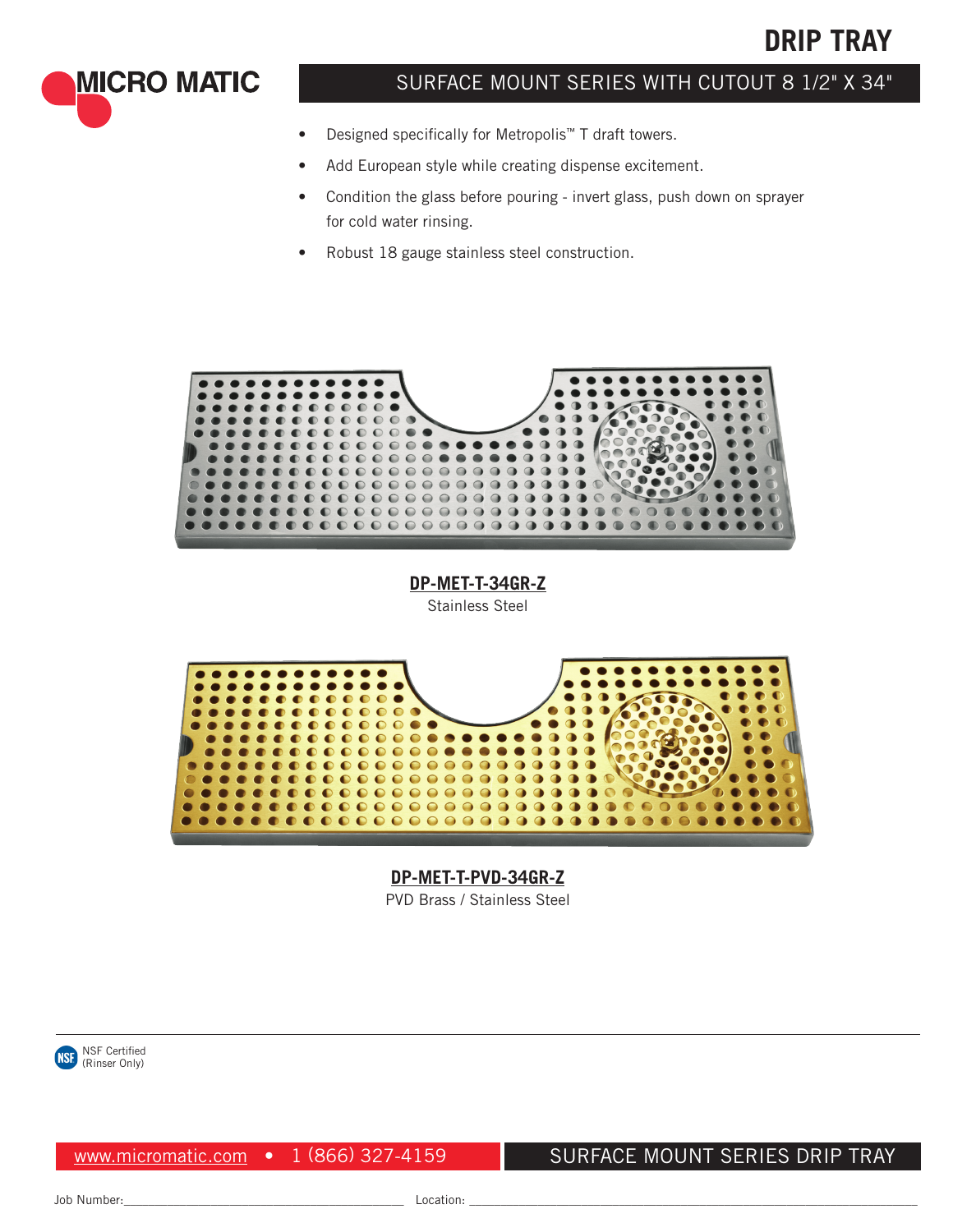# DRIP TRAY

MICRO MATIC

## SURFACE MOUNT SERIES WITH CUTOUT 8 1/2" X 34"

- Designed specifically for Metropolis™ T draft towers.
- Add European style while creating dispense excitement.
- Condition the glass before pouring - invert glass, push down on sprayer for cold water rinsing.
- Robust 18 gauge stainless steel construction.

**DP-MET-T-34GR-Z**
Stainless Steel

**DP-MET-T-PVD-34GR-Z**
PVD Brass / Stainless Steel

NSF Certified (Rinser Only)

www.micromatic.com • 1 (866) 327-4159

SURFACE MOUNT SERIES DRIP TRAY

Job Number:________________________ Location: ________________________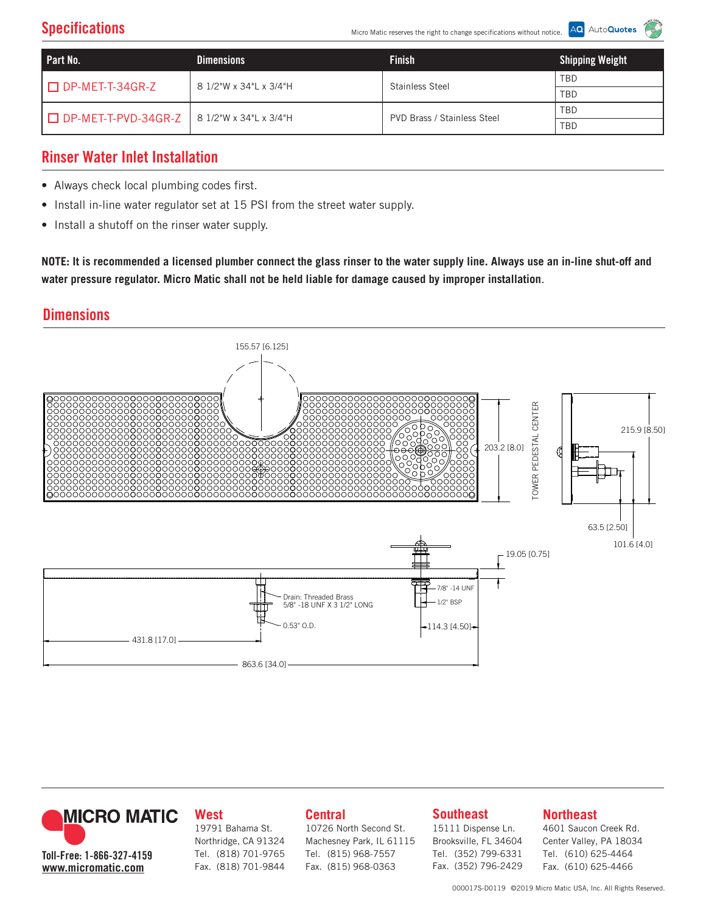## Specifications

Micro Matic reserves the right to change specifications without notice.

| Part No. | Dimensions | Finish | Shipping Weight |
|---|---|---|---|
| ☐ DP-MET-T-34GR-Z | 8 1/2"W x 34"L x 3/4"H | Stainless Steel | TBD |
| | | | TBD |
| ☐ DP-MET-T-PVD-34GR-Z | 8 1/2"W x 34"L x 3/4"H | PVD Brass / Stainless Steel | TBD |
| | | | TBD |

## Rinser Water Inlet Installation

- Always check local plumbing codes first.
- Install in-line water regulator set at 15 PSI from the street water supply.
- Install a shutoff on the rinser water supply.

**NOTE: It is recommended a licensed plumber connect the glass rinser to the water supply line. Always use an in-line shut-off and water pressure regulator. Micro Matic shall not be held liable for damage caused by improper installation**.

## Dimensions

155.57 [6.125]

203.2 [8.0]

TOWER PEDESTAL CENTER

215.9 [8.50]

63.5 [2.50]

101.6 [4.0]

19.05 [0.75]

7/8" -14 UNF

1/2" BSP

Drain: Threaded Brass
5/8" -18 UNF X 3 1/2" LONG

0.53" O.D.

114.3 [4.50]

431.8 [17.0]

863.6 [34.0]

**MICRO MATIC**

**Toll-Free: 1-866-327-4159**
**www.micromatic.com**

**West**
19791 Bahama St.
Northridge, CA 91324
Tel. (818) 701-9765
Fax. (818) 701-9844

**Central**
10726 North Second St.
Machesney Park, IL 61115
Tel. (815) 968-7557
Fax. (815) 968-0363

**Southeast**
15111 Dispense Ln.
Brooksville, FL 34604
Tel. (352) 799-6331
Fax. (352) 796-2429

**Northeast**
4601 Saucon Creek Rd.
Center Valley, PA 18034
Tel. (610) 625-4464
Fax. (610) 625-4466

000017S-D0119 ©2019 Micro Matic USA, Inc. All Rights Reserved.